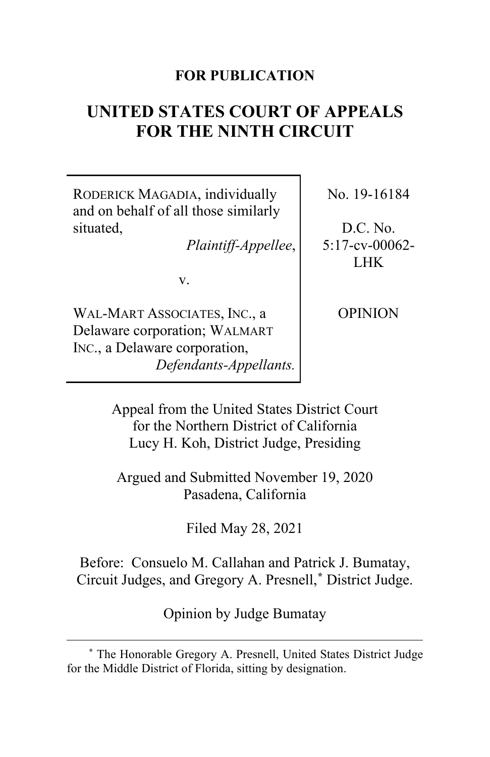**FOR PUBLICATION**

# UNITED STATES COURT OF APPEALS FOR THE NINTH CIRCUIT

| | |
|---|---|
| RODERICK MAGADIA, individually and on behalf of all those similarly situated, *Plaintiff-Appellee*, v. WAL-MART ASSOCIATES, INC., a Delaware corporation; WALMART INC., a Delaware corporation, *Defendants-Appellants.* | No. 19-16184 D.C. No. 5:17-cv-00062-LHK OPINION |

Appeal from the United States District Court for the Northern District of California
Lucy H. Koh, District Judge, Presiding

Argued and Submitted November 19, 2020
Pasadena, California

Filed May 28, 2021

Before: Consuelo M. Callahan and Patrick J. Bumatay, Circuit Judges, and Gregory A. Presnell,[*] District Judge.

Opinion by Judge Bumatay

---

[*] The Honorable Gregory A. Presnell, United States District Judge for the Middle District of Florida, sitting by designation.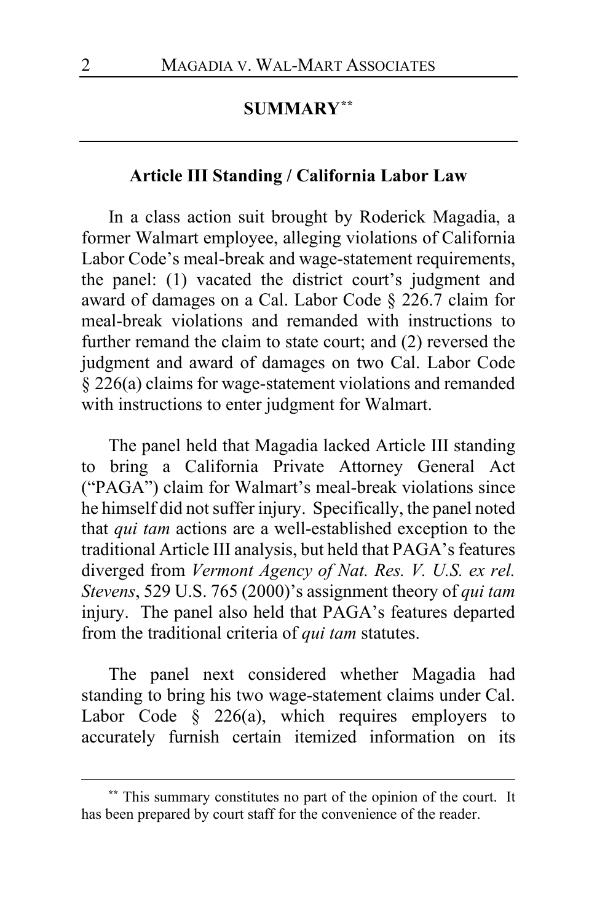## SUMMARY[**]

### Article III Standing / California Labor Law

In a class action suit brought by Roderick Magadia, a former Walmart employee, alleging violations of California Labor Code's meal-break and wage-statement requirements, the panel: (1) vacated the district court's judgment and award of damages on a Cal. Labor Code § 226.7 claim for meal-break violations and remanded with instructions to further remand the claim to state court; and (2) reversed the judgment and award of damages on two Cal. Labor Code § 226(a) claims for wage-statement violations and remanded with instructions to enter judgment for Walmart.

The panel held that Magadia lacked Article III standing to bring a California Private Attorney General Act ("PAGA") claim for Walmart's meal-break violations since he himself did not suffer injury. Specifically, the panel noted that *qui tam* actions are a well-established exception to the traditional Article III analysis, but held that PAGA's features diverged from *Vermont Agency of Nat. Res. V. U.S. ex rel. Stevens*, 529 U.S. 765 (2000)'s assignment theory of *qui tam* injury. The panel also held that PAGA's features departed from the traditional criteria of *qui tam* statutes.

The panel next considered whether Magadia had standing to bring his two wage-statement claims under Cal. Labor Code § 226(a), which requires employers to accurately furnish certain itemized information on its

---

[**] This summary constitutes no part of the opinion of the court. It has been prepared by court staff for the convenience of the reader.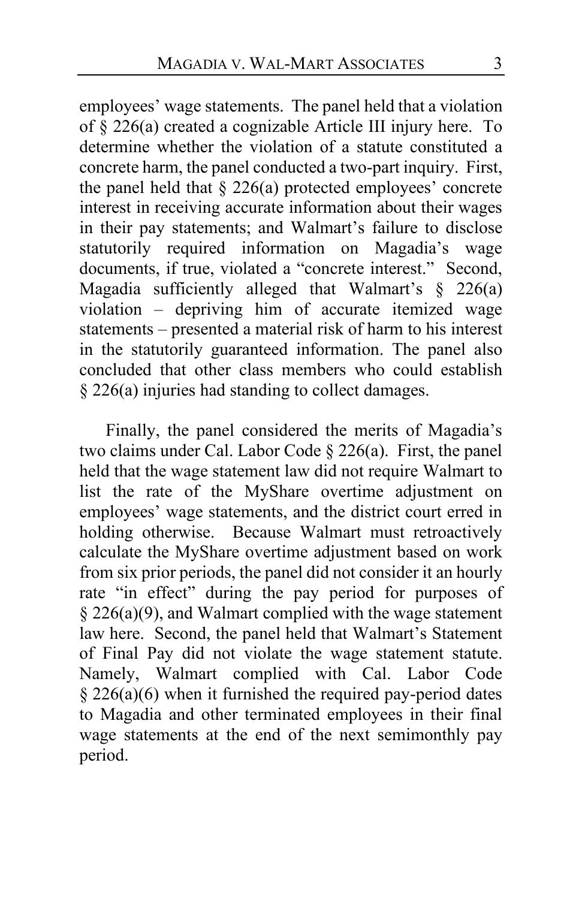employees' wage statements. The panel held that a violation of § 226(a) created a cognizable Article III injury here. To determine whether the violation of a statute constituted a concrete harm, the panel conducted a two-part inquiry. First, the panel held that § 226(a) protected employees' concrete interest in receiving accurate information about their wages in their pay statements; and Walmart's failure to disclose statutorily required information on Magadia's wage documents, if true, violated a "concrete interest." Second, Magadia sufficiently alleged that Walmart's § 226(a) violation – depriving him of accurate itemized wage statements – presented a material risk of harm to his interest in the statutorily guaranteed information. The panel also concluded that other class members who could establish § 226(a) injuries had standing to collect damages.

Finally, the panel considered the merits of Magadia's two claims under Cal. Labor Code § 226(a). First, the panel held that the wage statement law did not require Walmart to list the rate of the MyShare overtime adjustment on employees' wage statements, and the district court erred in holding otherwise. Because Walmart must retroactively calculate the MyShare overtime adjustment based on work from six prior periods, the panel did not consider it an hourly rate "in effect" during the pay period for purposes of § 226(a)(9), and Walmart complied with the wage statement law here. Second, the panel held that Walmart's Statement of Final Pay did not violate the wage statement statute. Namely, Walmart complied with Cal. Labor Code § 226(a)(6) when it furnished the required pay-period dates to Magadia and other terminated employees in their final wage statements at the end of the next semimonthly pay period.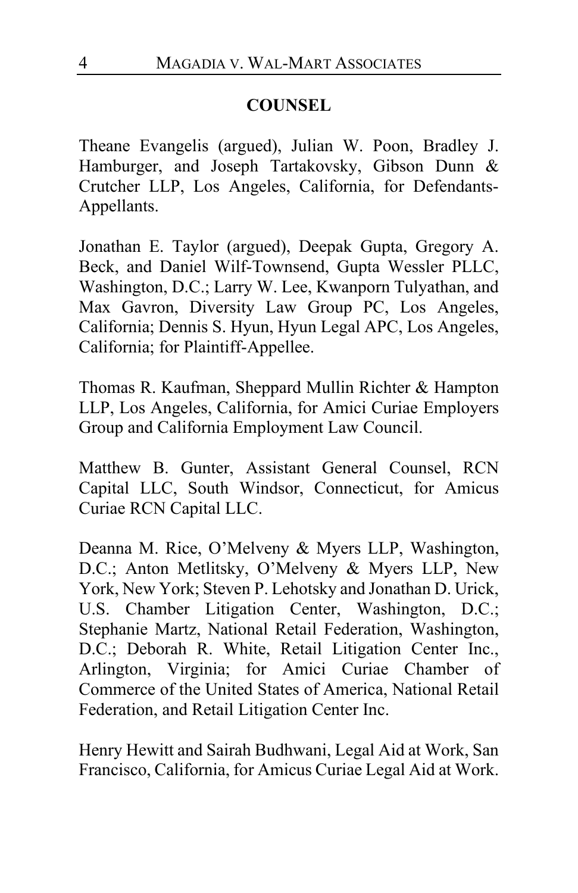## COUNSEL

Theane Evangelis (argued), Julian W. Poon, Bradley J. Hamburger, and Joseph Tartakovsky, Gibson Dunn & Crutcher LLP, Los Angeles, California, for Defendants-Appellants.

Jonathan E. Taylor (argued), Deepak Gupta, Gregory A. Beck, and Daniel Wilf-Townsend, Gupta Wessler PLLC, Washington, D.C.; Larry W. Lee, Kwanporn Tulyathan, and Max Gavron, Diversity Law Group PC, Los Angeles, California; Dennis S. Hyun, Hyun Legal APC, Los Angeles, California; for Plaintiff-Appellee.

Thomas R. Kaufman, Sheppard Mullin Richter & Hampton LLP, Los Angeles, California, for Amici Curiae Employers Group and California Employment Law Council.

Matthew B. Gunter, Assistant General Counsel, RCN Capital LLC, South Windsor, Connecticut, for Amicus Curiae RCN Capital LLC.

Deanna M. Rice, O'Melveny & Myers LLP, Washington, D.C.; Anton Metlitsky, O'Melveny & Myers LLP, New York, New York; Steven P. Lehotsky and Jonathan D. Urick, U.S. Chamber Litigation Center, Washington, D.C.; Stephanie Martz, National Retail Federation, Washington, D.C.; Deborah R. White, Retail Litigation Center Inc., Arlington, Virginia; for Amici Curiae Chamber of Commerce of the United States of America, National Retail Federation, and Retail Litigation Center Inc.

Henry Hewitt and Sairah Budhwani, Legal Aid at Work, San Francisco, California, for Amicus Curiae Legal Aid at Work.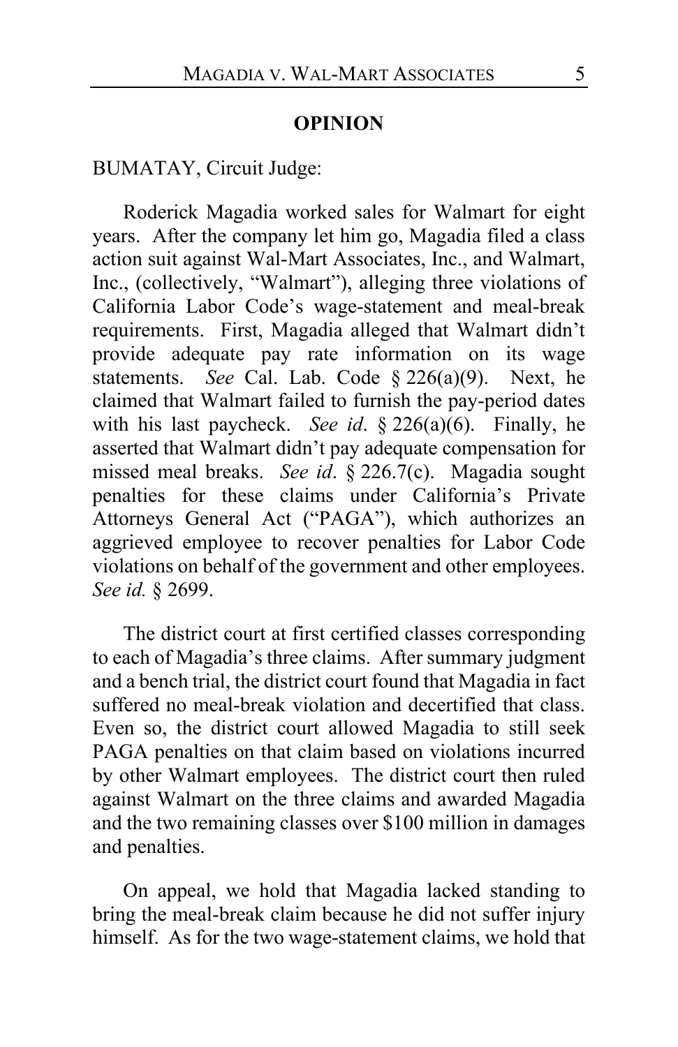## OPINION

BUMATAY, Circuit Judge:

Roderick Magadia worked sales for Walmart for eight years. After the company let him go, Magadia filed a class action suit against Wal-Mart Associates, Inc., and Walmart, Inc., (collectively, "Walmart"), alleging three violations of California Labor Code's wage-statement and meal-break requirements. First, Magadia alleged that Walmart didn't provide adequate pay rate information on its wage statements. *See* Cal. Lab. Code § 226(a)(9). Next, he claimed that Walmart failed to furnish the pay-period dates with his last paycheck. *See id*. § 226(a)(6). Finally, he asserted that Walmart didn't pay adequate compensation for missed meal breaks. *See id*. § 226.7(c). Magadia sought penalties for these claims under California's Private Attorneys General Act ("PAGA"), which authorizes an aggrieved employee to recover penalties for Labor Code violations on behalf of the government and other employees. *See id.* § 2699.

The district court at first certified classes corresponding to each of Magadia's three claims. After summary judgment and a bench trial, the district court found that Magadia in fact suffered no meal-break violation and decertified that class. Even so, the district court allowed Magadia to still seek PAGA penalties on that claim based on violations incurred by other Walmart employees. The district court then ruled against Walmart on the three claims and awarded Magadia and the two remaining classes over $100 million in damages and penalties.

On appeal, we hold that Magadia lacked standing to bring the meal-break claim because he did not suffer injury himself. As for the two wage-statement claims, we hold that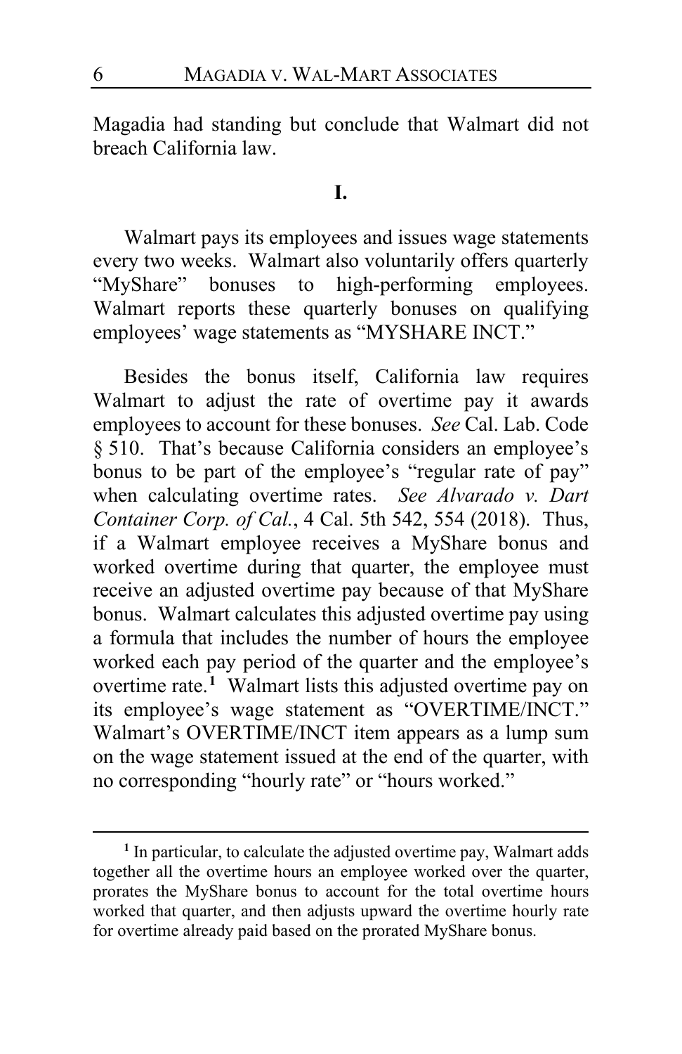Magadia had standing but conclude that Walmart did not breach California law.

## I.

Walmart pays its employees and issues wage statements every two weeks. Walmart also voluntarily offers quarterly "MyShare" bonuses to high-performing employees. Walmart reports these quarterly bonuses on qualifying employees' wage statements as "MYSHARE INCT."

Besides the bonus itself, California law requires Walmart to adjust the rate of overtime pay it awards employees to account for these bonuses. *See* Cal. Lab. Code § 510. That's because California considers an employee's bonus to be part of the employee's "regular rate of pay" when calculating overtime rates. *See Alvarado v. Dart Container Corp. of Cal.*, 4 Cal. 5th 542, 554 (2018). Thus, if a Walmart employee receives a MyShare bonus and worked overtime during that quarter, the employee must receive an adjusted overtime pay because of that MyShare bonus. Walmart calculates this adjusted overtime pay using a formula that includes the number of hours the employee worked each pay period of the quarter and the employee's overtime rate.[1] Walmart lists this adjusted overtime pay on its employee's wage statement as "OVERTIME/INCT." Walmart's OVERTIME/INCT item appears as a lump sum on the wage statement issued at the end of the quarter, with no corresponding "hourly rate" or "hours worked."

---

[1] In particular, to calculate the adjusted overtime pay, Walmart adds together all the overtime hours an employee worked over the quarter, prorates the MyShare bonus to account for the total overtime hours worked that quarter, and then adjusts upward the overtime hourly rate for overtime already paid based on the prorated MyShare bonus.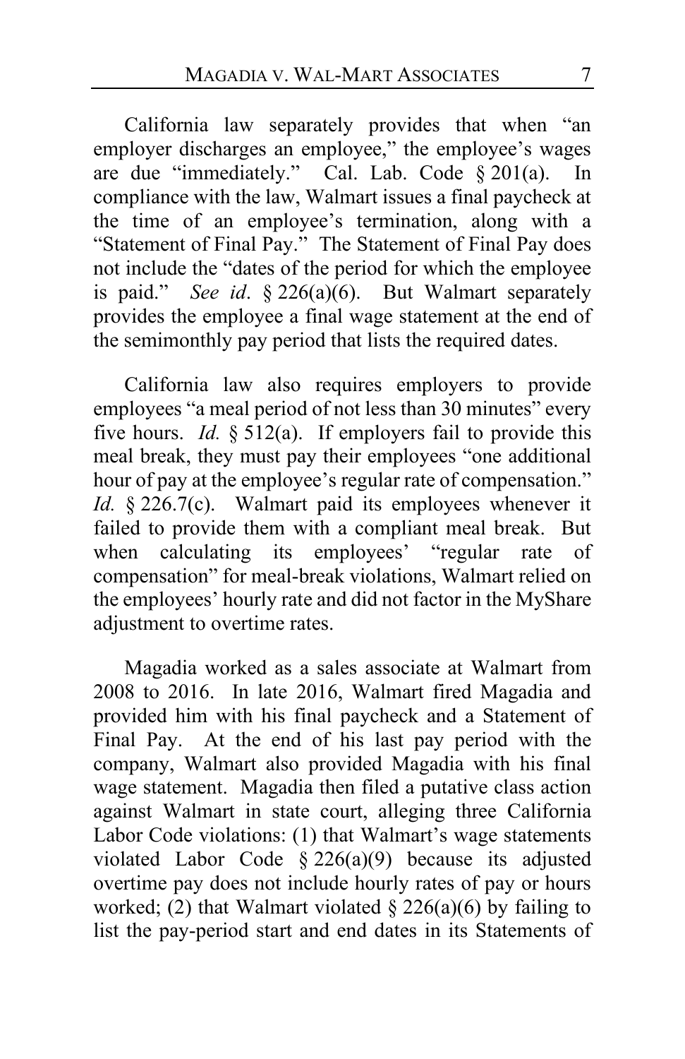California law separately provides that when "an employer discharges an employee," the employee's wages are due "immediately." Cal. Lab. Code § 201(a). In compliance with the law, Walmart issues a final paycheck at the time of an employee's termination, along with a "Statement of Final Pay." The Statement of Final Pay does not include the "dates of the period for which the employee is paid." *See id*. § 226(a)(6). But Walmart separately provides the employee a final wage statement at the end of the semimonthly pay period that lists the required dates.

California law also requires employers to provide employees "a meal period of not less than 30 minutes" every five hours. *Id.* § 512(a). If employers fail to provide this meal break, they must pay their employees "one additional hour of pay at the employee's regular rate of compensation." *Id.* § 226.7(c). Walmart paid its employees whenever it failed to provide them with a compliant meal break. But when calculating its employees' "regular rate of compensation" for meal-break violations, Walmart relied on the employees' hourly rate and did not factor in the MyShare adjustment to overtime rates.

Magadia worked as a sales associate at Walmart from 2008 to 2016. In late 2016, Walmart fired Magadia and provided him with his final paycheck and a Statement of Final Pay. At the end of his last pay period with the company, Walmart also provided Magadia with his final wage statement. Magadia then filed a putative class action against Walmart in state court, alleging three California Labor Code violations: (1) that Walmart's wage statements violated Labor Code § 226(a)(9) because its adjusted overtime pay does not include hourly rates of pay or hours worked; (2) that Walmart violated § 226(a)(6) by failing to list the pay-period start and end dates in its Statements of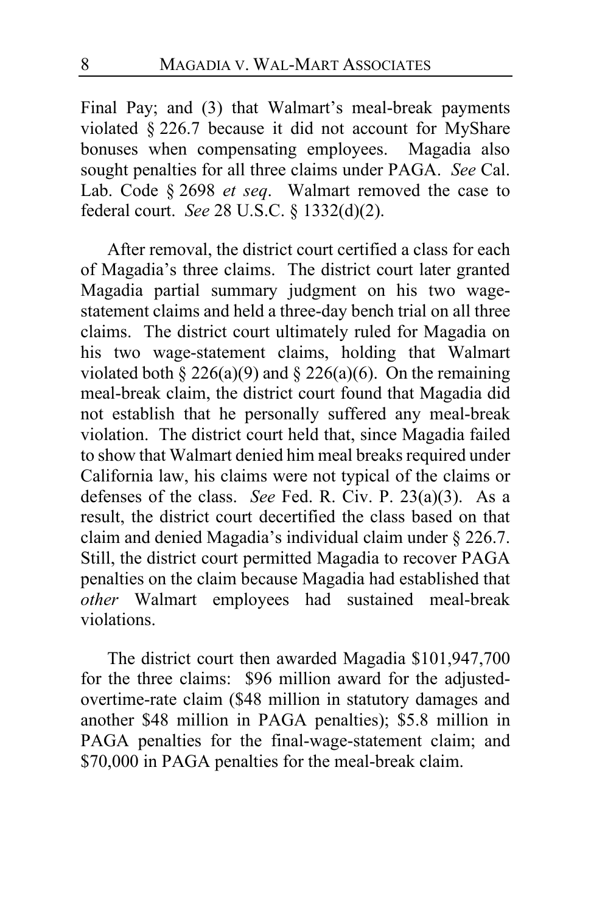Final Pay; and (3) that Walmart's meal-break payments violated § 226.7 because it did not account for MyShare bonuses when compensating employees. Magadia also sought penalties for all three claims under PAGA. *See* Cal. Lab. Code § 2698 *et seq*. Walmart removed the case to federal court. *See* 28 U.S.C. § 1332(d)(2).

After removal, the district court certified a class for each of Magadia's three claims. The district court later granted Magadia partial summary judgment on his two wage-statement claims and held a three-day bench trial on all three claims. The district court ultimately ruled for Magadia on his two wage-statement claims, holding that Walmart violated both § 226(a)(9) and § 226(a)(6). On the remaining meal-break claim, the district court found that Magadia did not establish that he personally suffered any meal-break violation. The district court held that, since Magadia failed to show that Walmart denied him meal breaks required under California law, his claims were not typical of the claims or defenses of the class. *See* Fed. R. Civ. P. 23(a)(3). As a result, the district court decertified the class based on that claim and denied Magadia's individual claim under § 226.7. Still, the district court permitted Magadia to recover PAGA penalties on the claim because Magadia had established that *other* Walmart employees had sustained meal-break violations.

The district court then awarded Magadia $101,947,700 for the three claims: $96 million award for the adjusted-overtime-rate claim ($48 million in statutory damages and another $48 million in PAGA penalties); $5.8 million in PAGA penalties for the final-wage-statement claim; and $70,000 in PAGA penalties for the meal-break claim.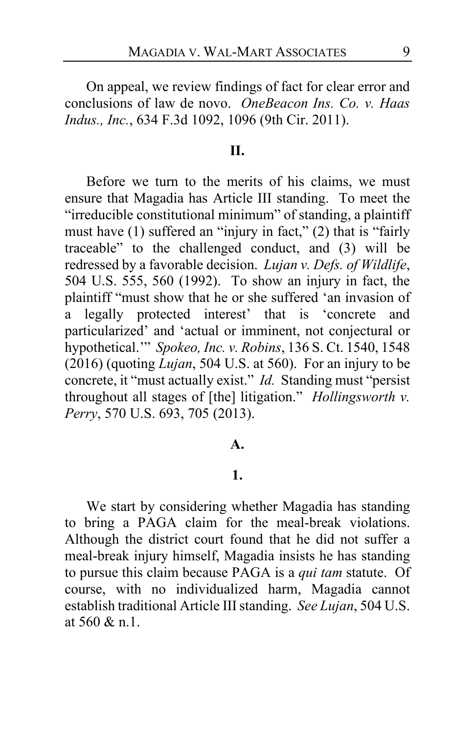On appeal, we review findings of fact for clear error and conclusions of law de novo. *OneBeacon Ins. Co. v. Haas Indus., Inc.*, 634 F.3d 1092, 1096 (9th Cir. 2011).

## II.

Before we turn to the merits of his claims, we must ensure that Magadia has Article III standing. To meet the "irreducible constitutional minimum" of standing, a plaintiff must have (1) suffered an "injury in fact," (2) that is "fairly traceable" to the challenged conduct, and (3) will be redressed by a favorable decision. *Lujan v. Defs. of Wildlife*, 504 U.S. 555, 560 (1992). To show an injury in fact, the plaintiff "must show that he or she suffered 'an invasion of a legally protected interest' that is 'concrete and particularized' and 'actual or imminent, not conjectural or hypothetical.'" *Spokeo, Inc. v. Robins*, 136 S. Ct. 1540, 1548 (2016) (quoting *Lujan*, 504 U.S. at 560). For an injury to be concrete, it "must actually exist." *Id.* Standing must "persist throughout all stages of [the] litigation." *Hollingsworth v. Perry*, 570 U.S. 693, 705 (2013).

### A.

#### 1.

We start by considering whether Magadia has standing to bring a PAGA claim for the meal-break violations. Although the district court found that he did not suffer a meal-break injury himself, Magadia insists he has standing to pursue this claim because PAGA is a *qui tam* statute. Of course, with no individualized harm, Magadia cannot establish traditional Article III standing. *See Lujan*, 504 U.S. at 560 & n.1.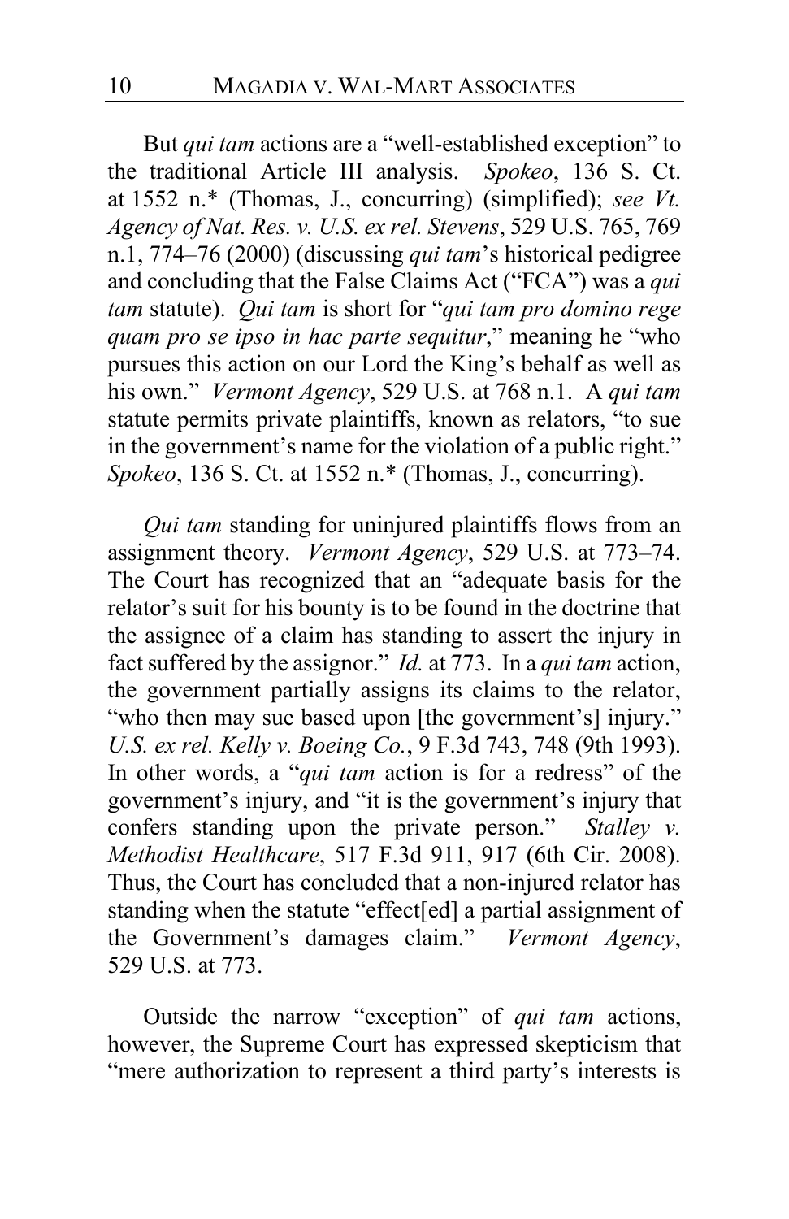But *qui tam* actions are a "well-established exception" to the traditional Article III analysis. *Spokeo*, 136 S. Ct. at 1552 n.* (Thomas, J., concurring) (simplified); *see Vt. Agency of Nat. Res. v. U.S. ex rel. Stevens*, 529 U.S. 765, 769 n.1, 774–76 (2000) (discussing *qui tam*'s historical pedigree and concluding that the False Claims Act ("FCA") was a *qui tam* statute). *Qui tam* is short for "*qui tam pro domino rege quam pro se ipso in hac parte sequitur*," meaning he "who pursues this action on our Lord the King's behalf as well as his own." *Vermont Agency*, 529 U.S. at 768 n.1. A *qui tam* statute permits private plaintiffs, known as relators, "to sue in the government's name for the violation of a public right." *Spokeo*, 136 S. Ct. at 1552 n.* (Thomas, J., concurring).

*Qui tam* standing for uninjured plaintiffs flows from an assignment theory. *Vermont Agency*, 529 U.S. at 773–74. The Court has recognized that an "adequate basis for the relator's suit for his bounty is to be found in the doctrine that the assignee of a claim has standing to assert the injury in fact suffered by the assignor." *Id.* at 773. In a *qui tam* action, the government partially assigns its claims to the relator, "who then may sue based upon [the government's] injury." *U.S. ex rel. Kelly v. Boeing Co.*, 9 F.3d 743, 748 (9th 1993). In other words, a "*qui tam* action is for a redress" of the government's injury, and "it is the government's injury that confers standing upon the private person." *Stalley v. Methodist Healthcare*, 517 F.3d 911, 917 (6th Cir. 2008). Thus, the Court has concluded that a non-injured relator has standing when the statute "effect[ed] a partial assignment of the Government's damages claim." *Vermont Agency*, 529 U.S. at 773.

Outside the narrow "exception" of *qui tam* actions, however, the Supreme Court has expressed skepticism that "mere authorization to represent a third party's interests is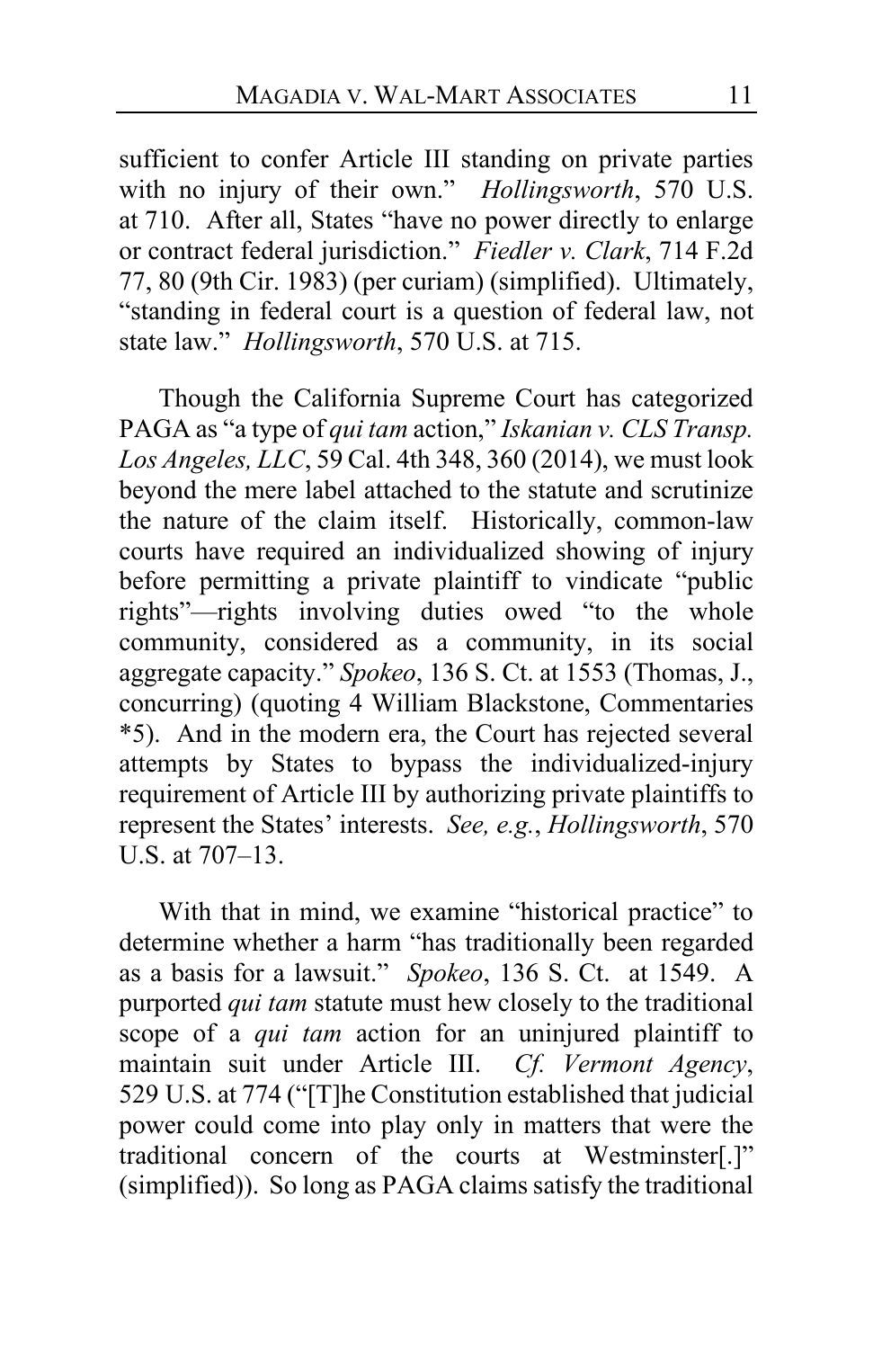sufficient to confer Article III standing on private parties with no injury of their own." *Hollingsworth*, 570 U.S. at 710. After all, States "have no power directly to enlarge or contract federal jurisdiction." *Fiedler v. Clark*, 714 F.2d 77, 80 (9th Cir. 1983) (per curiam) (simplified). Ultimately, "standing in federal court is a question of federal law, not state law." *Hollingsworth*, 570 U.S. at 715.

Though the California Supreme Court has categorized PAGA as "a type of *qui tam* action," *Iskanian v. CLS Transp. Los Angeles, LLC*, 59 Cal. 4th 348, 360 (2014), we must look beyond the mere label attached to the statute and scrutinize the nature of the claim itself. Historically, common-law courts have required an individualized showing of injury before permitting a private plaintiff to vindicate "public rights"—rights involving duties owed "to the whole community, considered as a community, in its social aggregate capacity." *Spokeo*, 136 S. Ct. at 1553 (Thomas, J., concurring) (quoting 4 William Blackstone, Commentaries *5). And in the modern era, the Court has rejected several attempts by States to bypass the individualized-injury requirement of Article III by authorizing private plaintiffs to represent the States' interests. *See, e.g.*, *Hollingsworth*, 570 U.S. at 707–13.

With that in mind, we examine "historical practice" to determine whether a harm "has traditionally been regarded as a basis for a lawsuit." *Spokeo*, 136 S. Ct. at 1549. A purported *qui tam* statute must hew closely to the traditional scope of a *qui tam* action for an uninjured plaintiff to maintain suit under Article III. *Cf. Vermont Agency*, 529 U.S. at 774 ("[T]he Constitution established that judicial power could come into play only in matters that were the traditional concern of the courts at Westminster[.]" (simplified)). So long as PAGA claims satisfy the traditional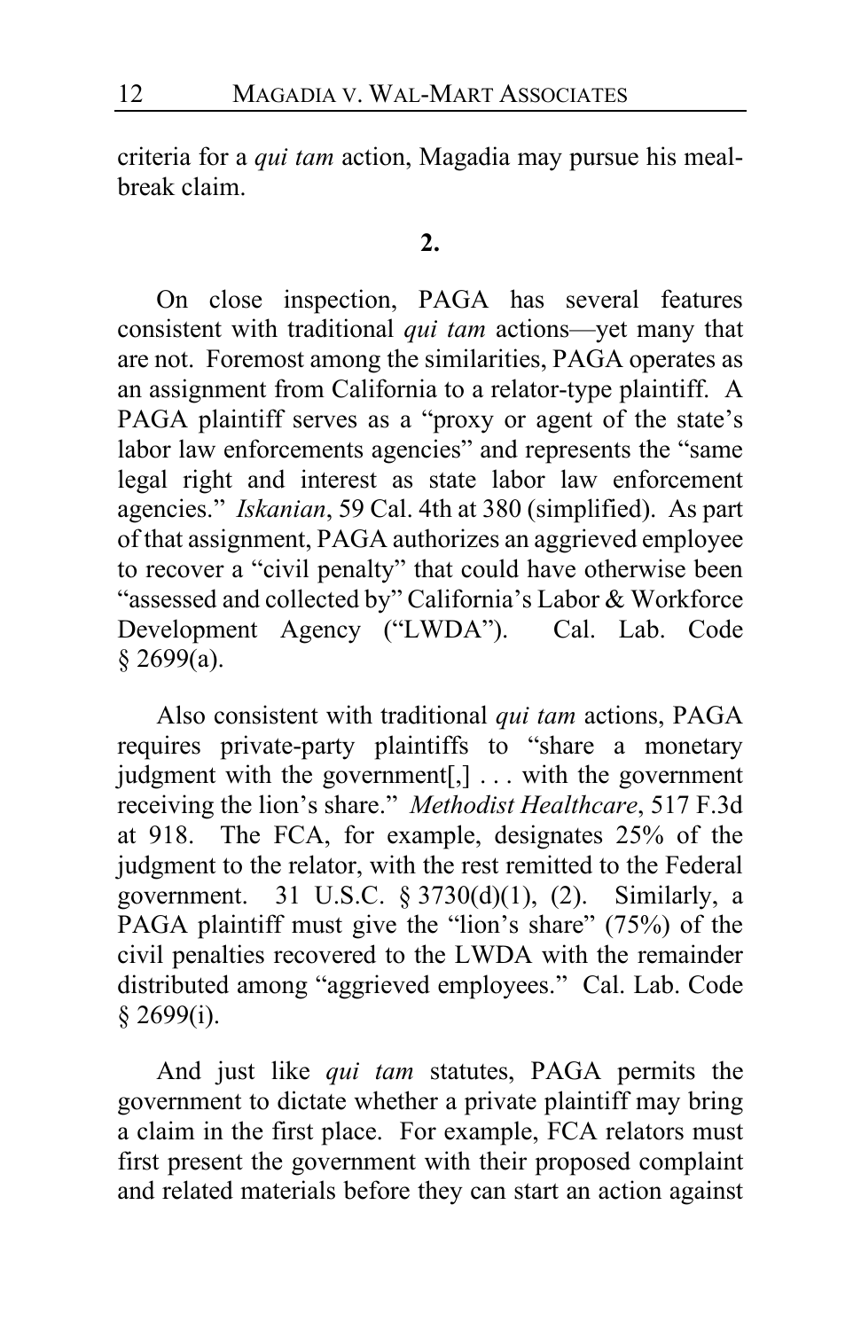criteria for a *qui tam* action, Magadia may pursue his meal-break claim.

**2.**

On close inspection, PAGA has several features consistent with traditional *qui tam* actions—yet many that are not. Foremost among the similarities, PAGA operates as an assignment from California to a relator-type plaintiff. A PAGA plaintiff serves as a "proxy or agent of the state's labor law enforcements agencies" and represents the "same legal right and interest as state labor law enforcement agencies." *Iskanian*, 59 Cal. 4th at 380 (simplified). As part of that assignment, PAGA authorizes an aggrieved employee to recover a "civil penalty" that could have otherwise been "assessed and collected by" California's Labor & Workforce Development Agency ("LWDA"). Cal. Lab. Code § 2699(a).

Also consistent with traditional *qui tam* actions, PAGA requires private-party plaintiffs to "share a monetary judgment with the government[,] . . . with the government receiving the lion's share." *Methodist Healthcare*, 517 F.3d at 918. The FCA, for example, designates 25% of the judgment to the relator, with the rest remitted to the Federal government. 31 U.S.C. § 3730(d)(1), (2). Similarly, a PAGA plaintiff must give the "lion's share" (75%) of the civil penalties recovered to the LWDA with the remainder distributed among "aggrieved employees." Cal. Lab. Code § 2699(i).

And just like *qui tam* statutes, PAGA permits the government to dictate whether a private plaintiff may bring a claim in the first place. For example, FCA relators must first present the government with their proposed complaint and related materials before they can start an action against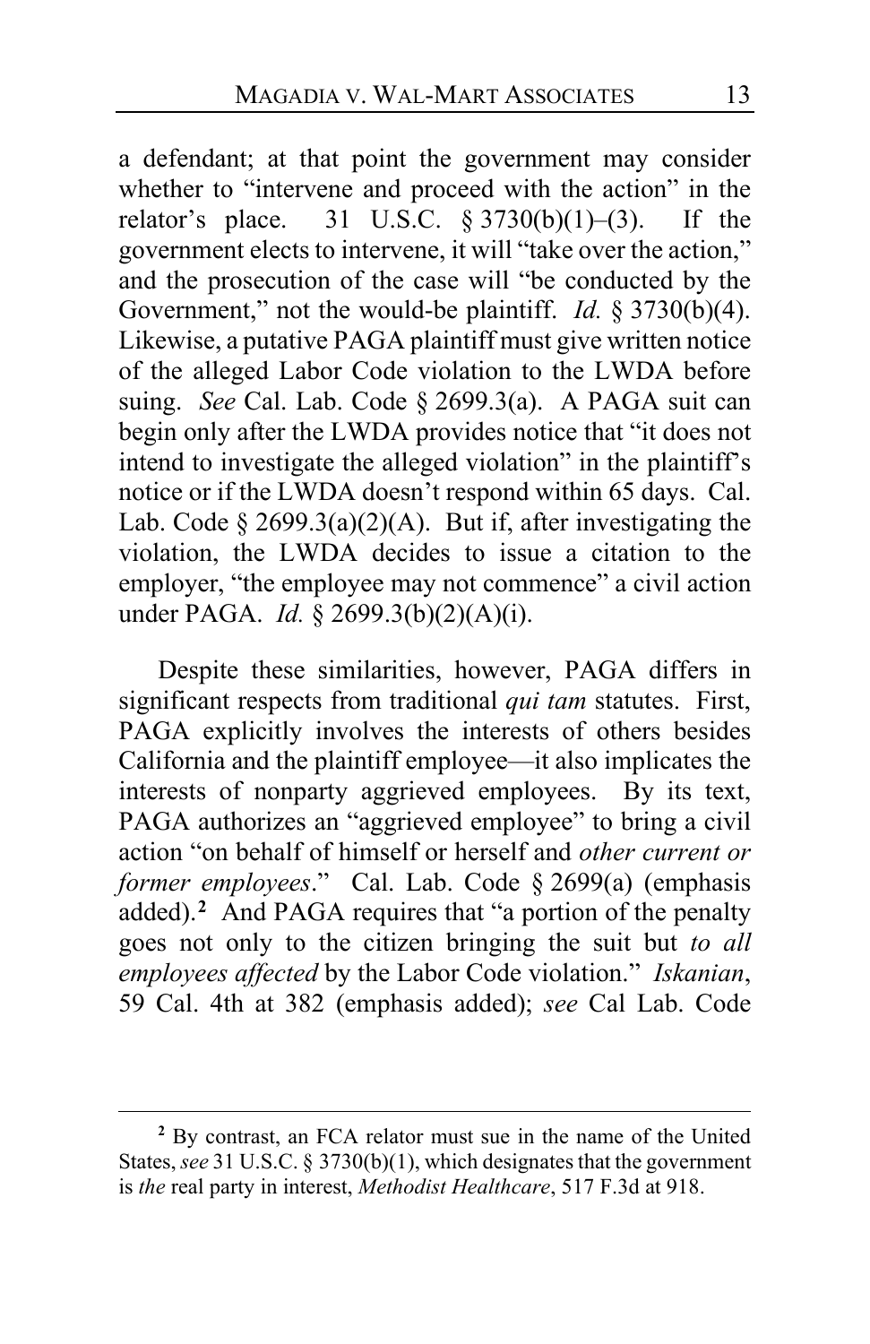a defendant; at that point the government may consider whether to "intervene and proceed with the action" in the relator's place. 31 U.S.C. § 3730(b)(1)–(3). If the government elects to intervene, it will "take over the action," and the prosecution of the case will "be conducted by the Government," not the would-be plaintiff. *Id.* § 3730(b)(4). Likewise, a putative PAGA plaintiff must give written notice of the alleged Labor Code violation to the LWDA before suing. *See* Cal. Lab. Code § 2699.3(a). A PAGA suit can begin only after the LWDA provides notice that "it does not intend to investigate the alleged violation" in the plaintiff's notice or if the LWDA doesn't respond within 65 days. Cal. Lab. Code § 2699.3(a)(2)(A). But if, after investigating the violation, the LWDA decides to issue a citation to the employer, "the employee may not commence" a civil action under PAGA. *Id.* § 2699.3(b)(2)(A)(i).

Despite these similarities, however, PAGA differs in significant respects from traditional *qui tam* statutes. First, PAGA explicitly involves the interests of others besides California and the plaintiff employee—it also implicates the interests of nonparty aggrieved employees. By its text, PAGA authorizes an "aggrieved employee" to bring a civil action "on behalf of himself or herself and *other current or former employees*." Cal. Lab. Code § 2699(a) (emphasis added).[2] And PAGA requires that "a portion of the penalty goes not only to the citizen bringing the suit but *to all employees affected* by the Labor Code violation." *Iskanian*, 59 Cal. 4th at 382 (emphasis added); *see* Cal Lab. Code

---

[2] By contrast, an FCA relator must sue in the name of the United States, *see* 31 U.S.C. § 3730(b)(1), which designates that the government is *the* real party in interest, *Methodist Healthcare*, 517 F.3d at 918.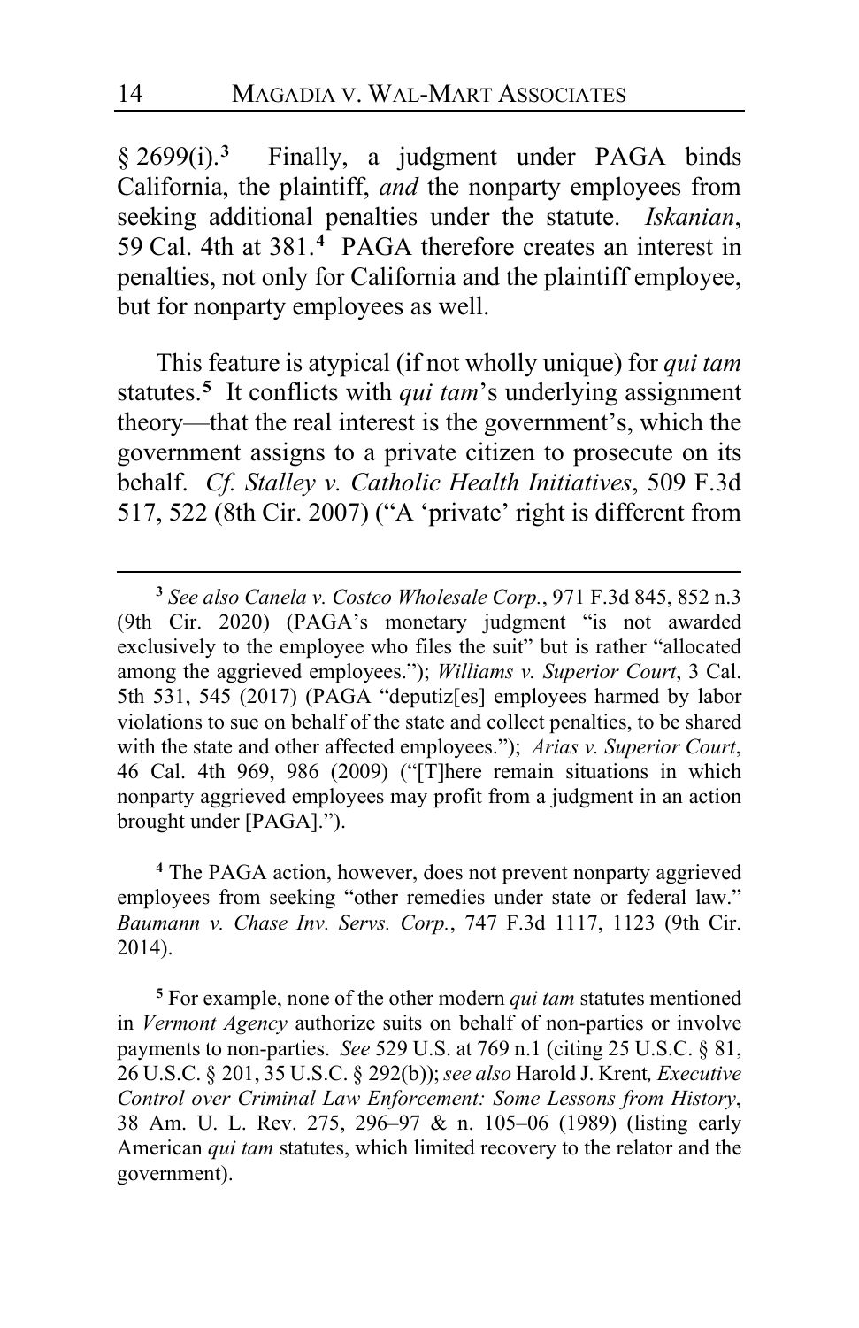§ 2699(i).[3] Finally, a judgment under PAGA binds California, the plaintiff, *and* the nonparty employees from seeking additional penalties under the statute. *Iskanian*, 59 Cal. 4th at 381.[4] PAGA therefore creates an interest in penalties, not only for California and the plaintiff employee, but for nonparty employees as well.

This feature is atypical (if not wholly unique) for *qui tam* statutes.[5] It conflicts with *qui tam*'s underlying assignment theory—that the real interest is the government's, which the government assigns to a private citizen to prosecute on its behalf. *Cf. Stalley v. Catholic Health Initiatives*, 509 F.3d 517, 522 (8th Cir. 2007) ("A 'private' right is different from

---

[3] *See also Canela v. Costco Wholesale Corp.*, 971 F.3d 845, 852 n.3 (9th Cir. 2020) (PAGA's monetary judgment "is not awarded exclusively to the employee who files the suit" but is rather "allocated among the aggrieved employees."); *Williams v. Superior Court*, 3 Cal. 5th 531, 545 (2017) (PAGA "deputiz[es] employees harmed by labor violations to sue on behalf of the state and collect penalties, to be shared with the state and other affected employees."); *Arias v. Superior Court*, 46 Cal. 4th 969, 986 (2009) ("[T]here remain situations in which nonparty aggrieved employees may profit from a judgment in an action brought under [PAGA].").

[4] The PAGA action, however, does not prevent nonparty aggrieved employees from seeking "other remedies under state or federal law." *Baumann v. Chase Inv. Servs. Corp.*, 747 F.3d 1117, 1123 (9th Cir. 2014).

[5] For example, none of the other modern *qui tam* statutes mentioned in *Vermont Agency* authorize suits on behalf of non-parties or involve payments to non-parties. *See* 529 U.S. at 769 n.1 (citing 25 U.S.C. § 81, 26 U.S.C. § 201, 35 U.S.C. § 292(b)); *see also* Harold J. Krent*, Executive Control over Criminal Law Enforcement: Some Lessons from History*, 38 Am. U. L. Rev. 275, 296–97 & n. 105–06 (1989) (listing early American *qui tam* statutes, which limited recovery to the relator and the government).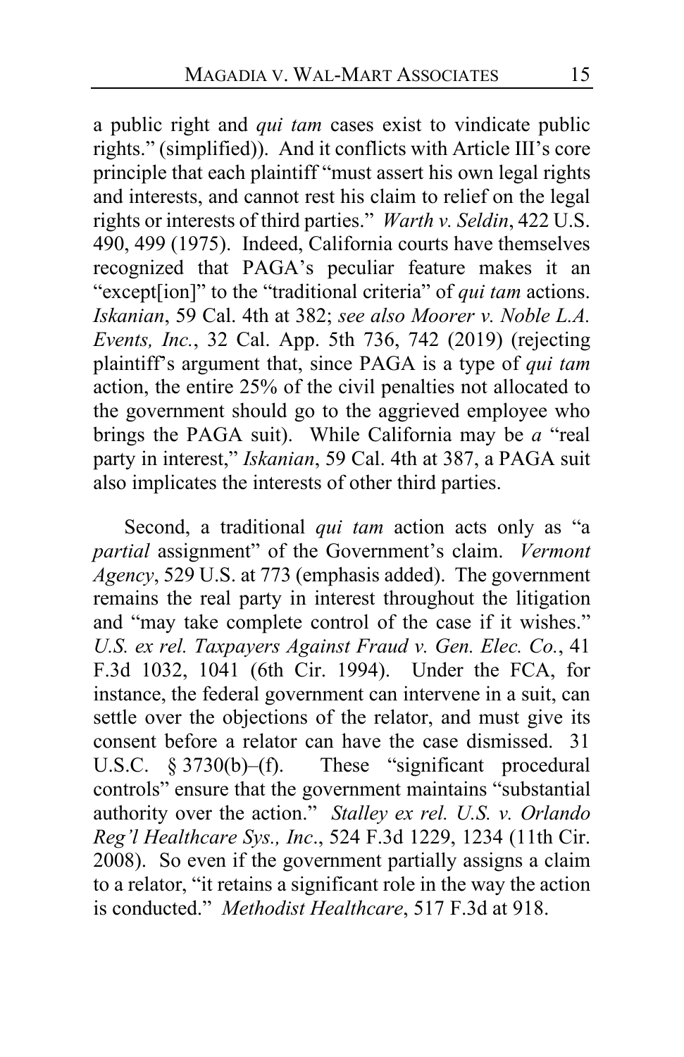a public right and *qui tam* cases exist to vindicate public rights." (simplified)). And it conflicts with Article III's core principle that each plaintiff "must assert his own legal rights and interests, and cannot rest his claim to relief on the legal rights or interests of third parties." *Warth v. Seldin*, 422 U.S. 490, 499 (1975). Indeed, California courts have themselves recognized that PAGA's peculiar feature makes it an "except[ion]" to the "traditional criteria" of *qui tam* actions. *Iskanian*, 59 Cal. 4th at 382; *see also Moorer v. Noble L.A. Events, Inc.*, 32 Cal. App. 5th 736, 742 (2019) (rejecting plaintiff's argument that, since PAGA is a type of *qui tam* action, the entire 25% of the civil penalties not allocated to the government should go to the aggrieved employee who brings the PAGA suit). While California may be *a* "real party in interest," *Iskanian*, 59 Cal. 4th at 387, a PAGA suit also implicates the interests of other third parties.

Second, a traditional *qui tam* action acts only as "a *partial* assignment" of the Government's claim. *Vermont Agency*, 529 U.S. at 773 (emphasis added). The government remains the real party in interest throughout the litigation and "may take complete control of the case if it wishes." *U.S. ex rel. Taxpayers Against Fraud v. Gen. Elec. Co.*, 41 F.3d 1032, 1041 (6th Cir. 1994). Under the FCA, for instance, the federal government can intervene in a suit, can settle over the objections of the relator, and must give its consent before a relator can have the case dismissed. 31 U.S.C. § 3730(b)–(f). These "significant procedural controls" ensure that the government maintains "substantial authority over the action." *Stalley ex rel. U.S. v. Orlando Reg'l Healthcare Sys., Inc*., 524 F.3d 1229, 1234 (11th Cir. 2008). So even if the government partially assigns a claim to a relator, "it retains a significant role in the way the action is conducted." *Methodist Healthcare*, 517 F.3d at 918.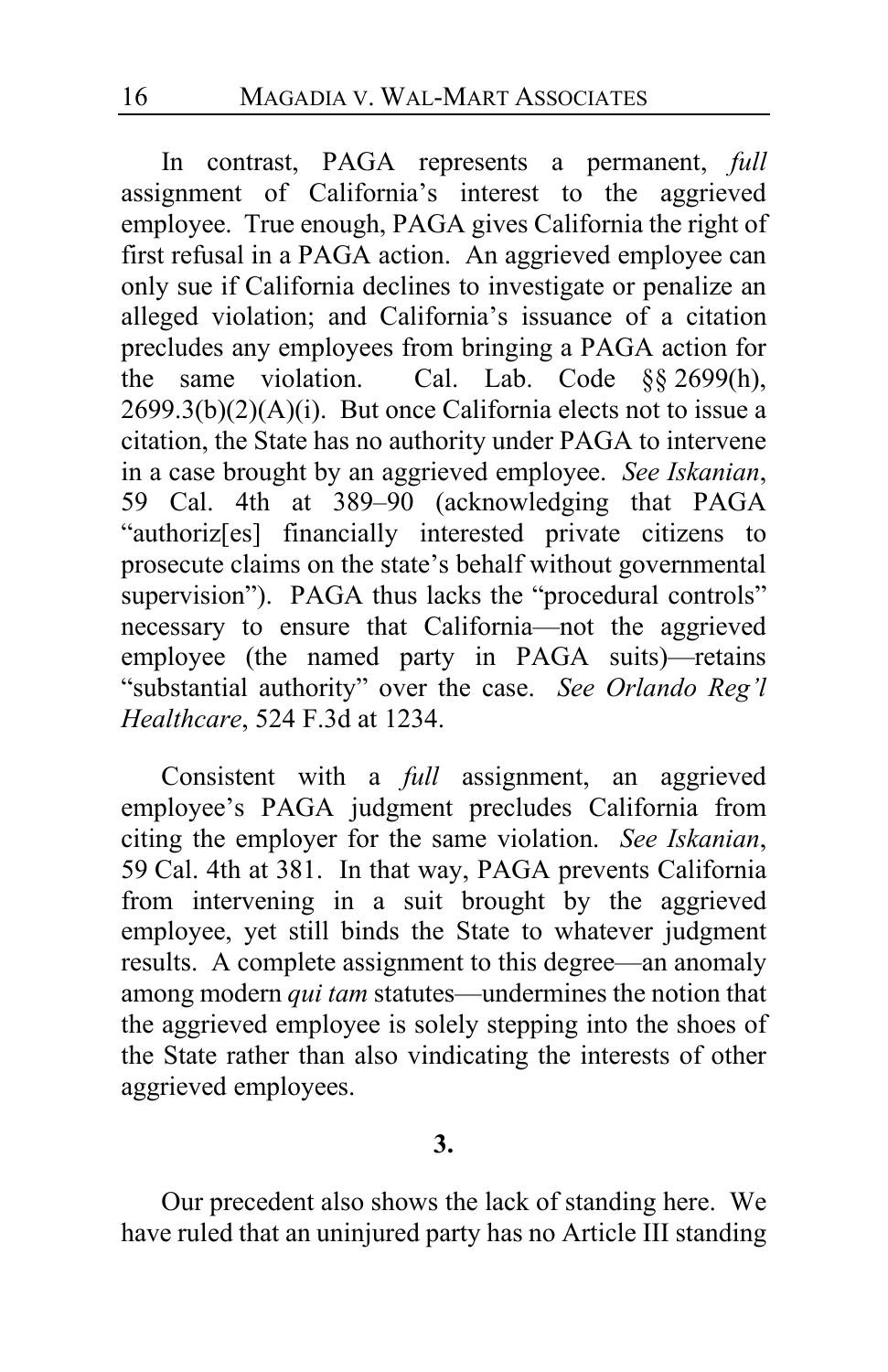In contrast, PAGA represents a permanent, *full* assignment of California's interest to the aggrieved employee. True enough, PAGA gives California the right of first refusal in a PAGA action. An aggrieved employee can only sue if California declines to investigate or penalize an alleged violation; and California's issuance of a citation precludes any employees from bringing a PAGA action for the same violation. Cal. Lab. Code §§ 2699(h), 2699.3(b)(2)(A)(i). But once California elects not to issue a citation, the State has no authority under PAGA to intervene in a case brought by an aggrieved employee. *See Iskanian*, 59 Cal. 4th at 389–90 (acknowledging that PAGA "authoriz[es] financially interested private citizens to prosecute claims on the state's behalf without governmental supervision"). PAGA thus lacks the "procedural controls" necessary to ensure that California—not the aggrieved employee (the named party in PAGA suits)—retains "substantial authority" over the case. *See Orlando Reg'l Healthcare*, 524 F.3d at 1234.

Consistent with a *full* assignment, an aggrieved employee's PAGA judgment precludes California from citing the employer for the same violation. *See Iskanian*, 59 Cal. 4th at 381. In that way, PAGA prevents California from intervening in a suit brought by the aggrieved employee, yet still binds the State to whatever judgment results. A complete assignment to this degree—an anomaly among modern *qui tam* statutes—undermines the notion that the aggrieved employee is solely stepping into the shoes of the State rather than also vindicating the interests of other aggrieved employees.

**3.**

Our precedent also shows the lack of standing here. We have ruled that an uninjured party has no Article III standing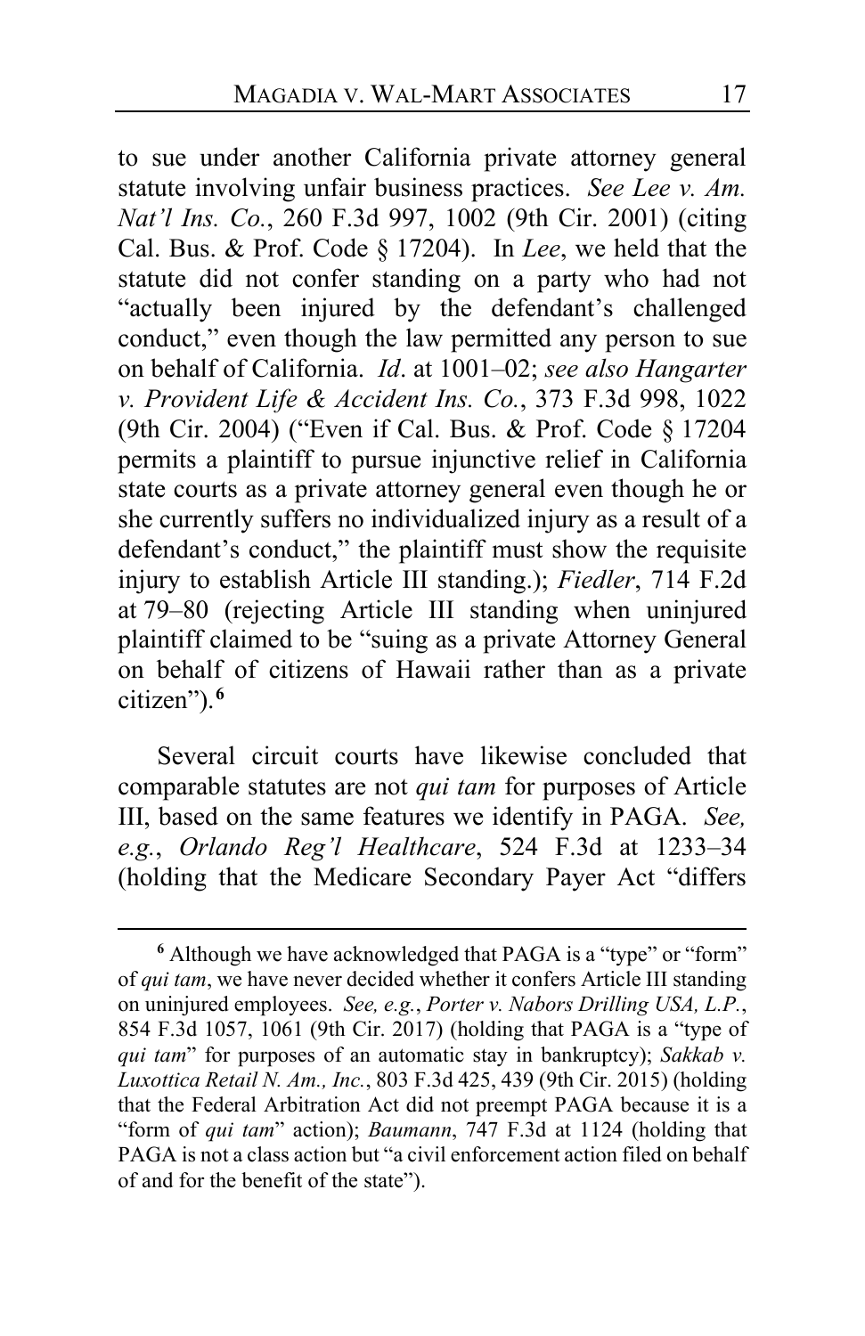to sue under another California private attorney general statute involving unfair business practices. *See Lee v. Am. Nat'l Ins. Co.*, 260 F.3d 997, 1002 (9th Cir. 2001) (citing Cal. Bus. & Prof. Code § 17204). In *Lee*, we held that the statute did not confer standing on a party who had not "actually been injured by the defendant's challenged conduct," even though the law permitted any person to sue on behalf of California. *Id*. at 1001–02; *see also Hangarter v. Provident Life & Accident Ins. Co.*, 373 F.3d 998, 1022 (9th Cir. 2004) ("Even if Cal. Bus. & Prof. Code § 17204 permits a plaintiff to pursue injunctive relief in California state courts as a private attorney general even though he or she currently suffers no individualized injury as a result of a defendant's conduct," the plaintiff must show the requisite injury to establish Article III standing.); *Fiedler*, 714 F.2d at 79–80 (rejecting Article III standing when uninjured plaintiff claimed to be "suing as a private Attorney General on behalf of citizens of Hawaii rather than as a private citizen").[6]

Several circuit courts have likewise concluded that comparable statutes are not *qui tam* for purposes of Article III, based on the same features we identify in PAGA. *See, e.g.*, *Orlando Reg'l Healthcare*, 524 F.3d at 1233–34 (holding that the Medicare Secondary Payer Act "differs

---

[6] Although we have acknowledged that PAGA is a "type" or "form" of *qui tam*, we have never decided whether it confers Article III standing on uninjured employees. *See, e.g.*, *Porter v. Nabors Drilling USA, L.P.*, 854 F.3d 1057, 1061 (9th Cir. 2017) (holding that PAGA is a "type of *qui tam*" for purposes of an automatic stay in bankruptcy); *Sakkab v. Luxottica Retail N. Am., Inc.*, 803 F.3d 425, 439 (9th Cir. 2015) (holding that the Federal Arbitration Act did not preempt PAGA because it is a "form of *qui tam*" action); *Baumann*, 747 F.3d at 1124 (holding that PAGA is not a class action but "a civil enforcement action filed on behalf of and for the benefit of the state").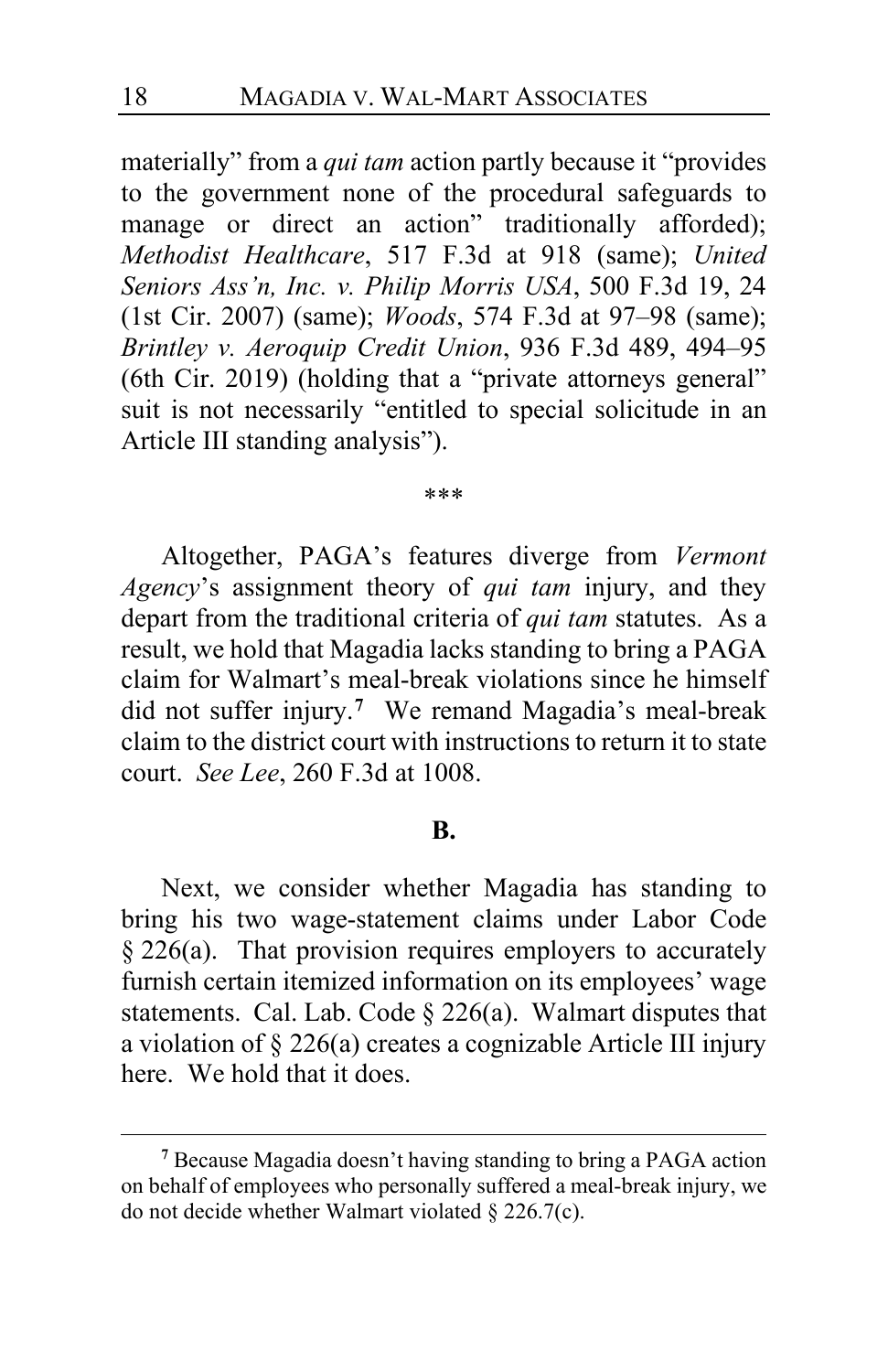materially" from a *qui tam* action partly because it "provides to the government none of the procedural safeguards to manage or direct an action" traditionally afforded); *Methodist Healthcare*, 517 F.3d at 918 (same); *United Seniors Ass'n, Inc. v. Philip Morris USA*, 500 F.3d 19, 24 (1st Cir. 2007) (same); *Woods*, 574 F.3d at 97–98 (same); *Brintley v. Aeroquip Credit Union*, 936 F.3d 489, 494–95 (6th Cir. 2019) (holding that a "private attorneys general" suit is not necessarily "entitled to special solicitude in an Article III standing analysis").

\*\*\*

Altogether, PAGA's features diverge from *Vermont Agency*'s assignment theory of *qui tam* injury, and they depart from the traditional criteria of *qui tam* statutes. As a result, we hold that Magadia lacks standing to bring a PAGA claim for Walmart's meal-break violations since he himself did not suffer injury.[7] We remand Magadia's meal-break claim to the district court with instructions to return it to state court. *See Lee*, 260 F.3d at 1008.

**B.**

Next, we consider whether Magadia has standing to bring his two wage-statement claims under Labor Code § 226(a). That provision requires employers to accurately furnish certain itemized information on its employees' wage statements. Cal. Lab. Code § 226(a). Walmart disputes that a violation of § 226(a) creates a cognizable Article III injury here. We hold that it does.

[7] Because Magadia doesn't having standing to bring a PAGA action on behalf of employees who personally suffered a meal-break injury, we do not decide whether Walmart violated § 226.7(c).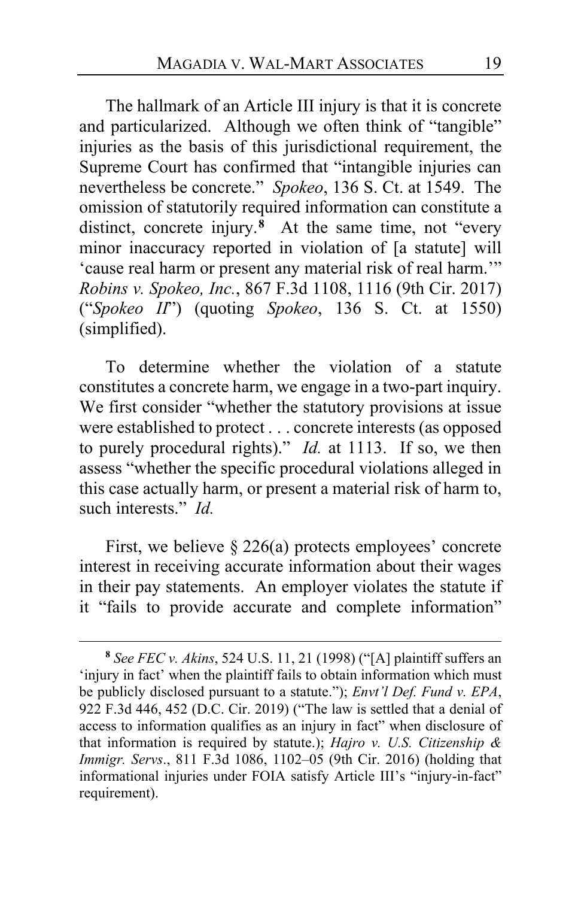The hallmark of an Article III injury is that it is concrete and particularized. Although we often think of "tangible" injuries as the basis of this jurisdictional requirement, the Supreme Court has confirmed that "intangible injuries can nevertheless be concrete." *Spokeo*, 136 S. Ct. at 1549. The omission of statutorily required information can constitute a distinct, concrete injury.[8] At the same time, not "every minor inaccuracy reported in violation of [a statute] will 'cause real harm or present any material risk of real harm.'" *Robins v. Spokeo, Inc.*, 867 F.3d 1108, 1116 (9th Cir. 2017) ("*Spokeo II*") (quoting *Spokeo*, 136 S. Ct. at 1550) (simplified).

To determine whether the violation of a statute constitutes a concrete harm, we engage in a two-part inquiry. We first consider "whether the statutory provisions at issue were established to protect . . . concrete interests (as opposed to purely procedural rights)." *Id.* at 1113. If so, we then assess "whether the specific procedural violations alleged in this case actually harm, or present a material risk of harm to, such interests." *Id.*

First, we believe § 226(a) protects employees' concrete interest in receiving accurate information about their wages in their pay statements. An employer violates the statute if it "fails to provide accurate and complete information"

---

[8] *See FEC v. Akins*, 524 U.S. 11, 21 (1998) ("[A] plaintiff suffers an 'injury in fact' when the plaintiff fails to obtain information which must be publicly disclosed pursuant to a statute."); *Envt'l Def. Fund v. EPA*, 922 F.3d 446, 452 (D.C. Cir. 2019) ("The law is settled that a denial of access to information qualifies as an injury in fact" when disclosure of that information is required by statute.); *Hajro v. U.S. Citizenship & Immigr. Servs*., 811 F.3d 1086, 1102–05 (9th Cir. 2016) (holding that informational injuries under FOIA satisfy Article III's "injury-in-fact" requirement).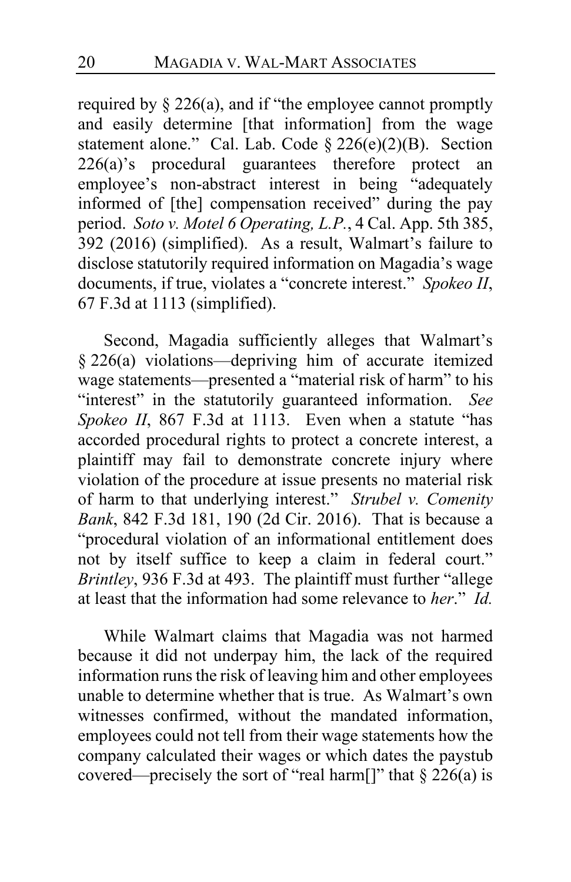required by § 226(a), and if "the employee cannot promptly and easily determine [that information] from the wage statement alone." Cal. Lab. Code § 226(e)(2)(B). Section 226(a)'s procedural guarantees therefore protect an employee's non-abstract interest in being "adequately informed of [the] compensation received" during the pay period. *Soto v. Motel 6 Operating, L.P.*, 4 Cal. App. 5th 385, 392 (2016) (simplified). As a result, Walmart's failure to disclose statutorily required information on Magadia's wage documents, if true, violates a "concrete interest." *Spokeo II*, 67 F.3d at 1113 (simplified).

Second, Magadia sufficiently alleges that Walmart's § 226(a) violations—depriving him of accurate itemized wage statements—presented a "material risk of harm" to his "interest" in the statutorily guaranteed information. *See Spokeo II*, 867 F.3d at 1113. Even when a statute "has accorded procedural rights to protect a concrete interest, a plaintiff may fail to demonstrate concrete injury where violation of the procedure at issue presents no material risk of harm to that underlying interest." *Strubel v. Comenity Bank*, 842 F.3d 181, 190 (2d Cir. 2016). That is because a "procedural violation of an informational entitlement does not by itself suffice to keep a claim in federal court." *Brintley*, 936 F.3d at 493. The plaintiff must further "allege at least that the information had some relevance to *her*." *Id.*

While Walmart claims that Magadia was not harmed because it did not underpay him, the lack of the required information runs the risk of leaving him and other employees unable to determine whether that is true. As Walmart's own witnesses confirmed, without the mandated information, employees could not tell from their wage statements how the company calculated their wages or which dates the paystub covered—precisely the sort of "real harm[]" that § 226(a) is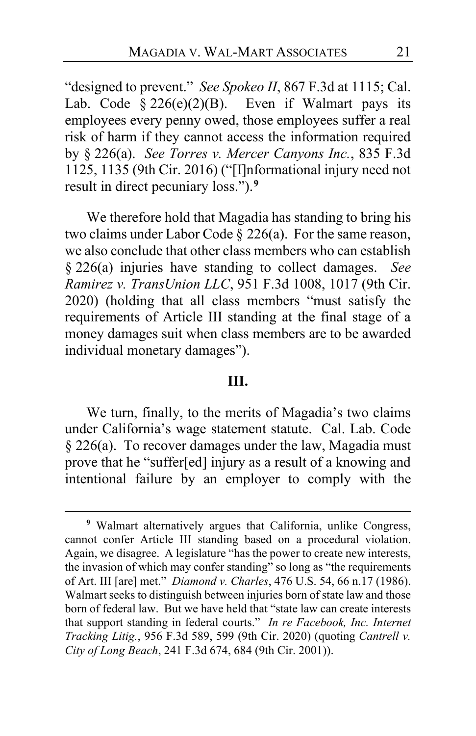"designed to prevent." *See Spokeo II*, 867 F.3d at 1115; Cal. Lab. Code § 226(e)(2)(B). Even if Walmart pays its employees every penny owed, those employees suffer a real risk of harm if they cannot access the information required by § 226(a). *See Torres v. Mercer Canyons Inc.*, 835 F.3d 1125, 1135 (9th Cir. 2016) ("[I]nformational injury need not result in direct pecuniary loss.").[9]

We therefore hold that Magadia has standing to bring his two claims under Labor Code § 226(a). For the same reason, we also conclude that other class members who can establish § 226(a) injuries have standing to collect damages. *See Ramirez v. TransUnion LLC*, 951 F.3d 1008, 1017 (9th Cir. 2020) (holding that all class members "must satisfy the requirements of Article III standing at the final stage of a money damages suit when class members are to be awarded individual monetary damages").

## III.

We turn, finally, to the merits of Magadia's two claims under California's wage statement statute. Cal. Lab. Code § 226(a). To recover damages under the law, Magadia must prove that he "suffer[ed] injury as a result of a knowing and intentional failure by an employer to comply with the

---

[9] Walmart alternatively argues that California, unlike Congress, cannot confer Article III standing based on a procedural violation. Again, we disagree. A legislature "has the power to create new interests, the invasion of which may confer standing" so long as "the requirements of Art. III [are] met." *Diamond v. Charles*, 476 U.S. 54, 66 n.17 (1986). Walmart seeks to distinguish between injuries born of state law and those born of federal law. But we have held that "state law can create interests that support standing in federal courts." *In re Facebook, Inc. Internet Tracking Litig.*, 956 F.3d 589, 599 (9th Cir. 2020) (quoting *Cantrell v. City of Long Beach*, 241 F.3d 674, 684 (9th Cir. 2001)).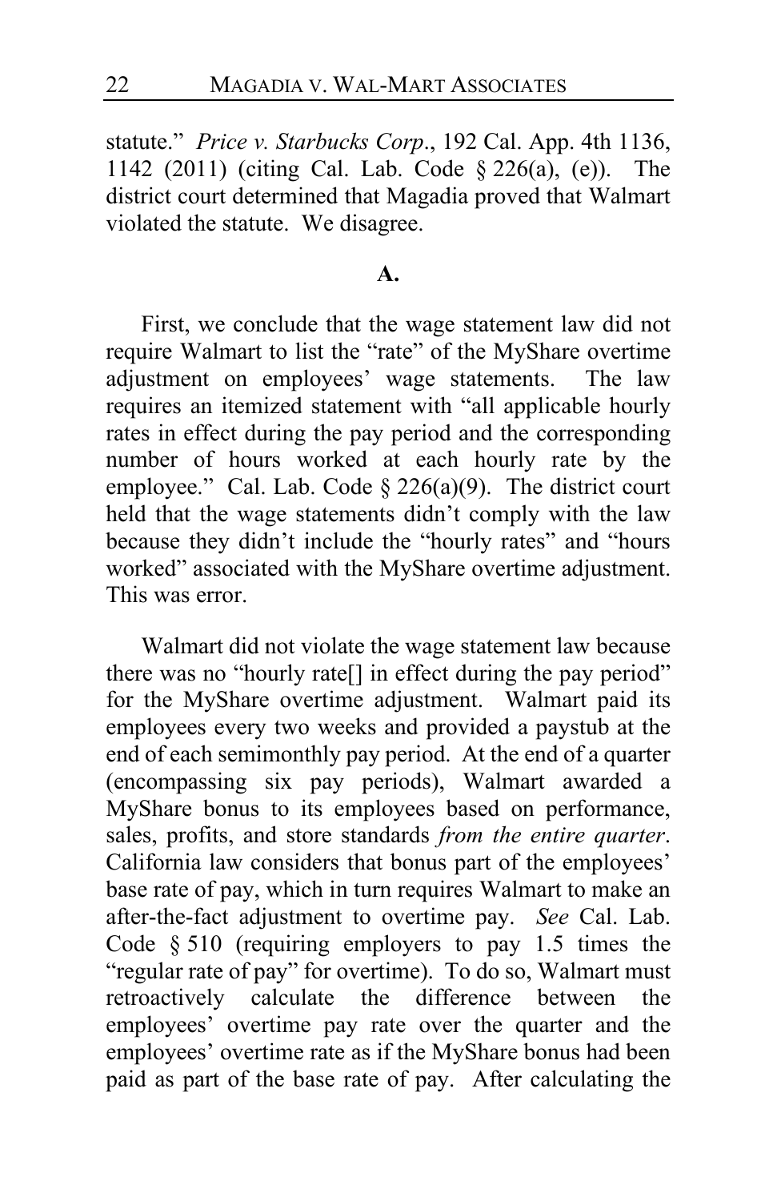statute." *Price v. Starbucks Corp.*, 192 Cal. App. 4th 1136, 1142 (2011) (citing Cal. Lab. Code § 226(a), (e)). The district court determined that Magadia proved that Walmart violated the statute. We disagree.

**A.**

First, we conclude that the wage statement law did not require Walmart to list the "rate" of the MyShare overtime adjustment on employees' wage statements. The law requires an itemized statement with "all applicable hourly rates in effect during the pay period and the corresponding number of hours worked at each hourly rate by the employee." Cal. Lab. Code § 226(a)(9). The district court held that the wage statements didn't comply with the law because they didn't include the "hourly rates" and "hours worked" associated with the MyShare overtime adjustment. This was error.

Walmart did not violate the wage statement law because there was no "hourly rate[] in effect during the pay period" for the MyShare overtime adjustment. Walmart paid its employees every two weeks and provided a paystub at the end of each semimonthly pay period. At the end of a quarter (encompassing six pay periods), Walmart awarded a MyShare bonus to its employees based on performance, sales, profits, and store standards *from the entire quarter*. California law considers that bonus part of the employees' base rate of pay, which in turn requires Walmart to make an after-the-fact adjustment to overtime pay. *See* Cal. Lab. Code § 510 (requiring employers to pay 1.5 times the "regular rate of pay" for overtime). To do so, Walmart must retroactively calculate the difference between the employees' overtime pay rate over the quarter and the employees' overtime rate as if the MyShare bonus had been paid as part of the base rate of pay. After calculating the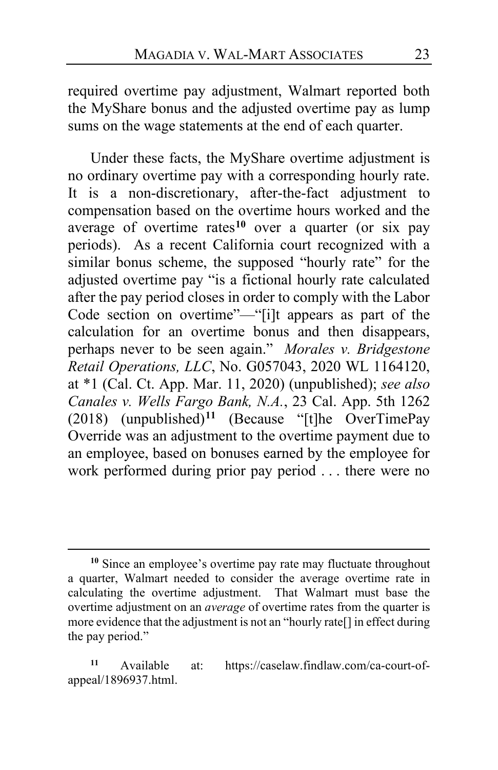required overtime pay adjustment, Walmart reported both the MyShare bonus and the adjusted overtime pay as lump sums on the wage statements at the end of each quarter.

Under these facts, the MyShare overtime adjustment is no ordinary overtime pay with a corresponding hourly rate. It is a non-discretionary, after-the-fact adjustment to compensation based on the overtime hours worked and the average of overtime rates[10] over a quarter (or six pay periods). As a recent California court recognized with a similar bonus scheme, the supposed "hourly rate" for the adjusted overtime pay "is a fictional hourly rate calculated after the pay period closes in order to comply with the Labor Code section on overtime"—"[i]t appears as part of the calculation for an overtime bonus and then disappears, perhaps never to be seen again." *Morales v. Bridgestone Retail Operations, LLC*, No. G057043, 2020 WL 1164120, at *1 (Cal. Ct. App. Mar. 11, 2020) (unpublished); *see also Canales v. Wells Fargo Bank, N.A.*, 23 Cal. App. 5th 1262 (2018) (unpublished)[11] (Because "[t]he OverTimePay Override was an adjustment to the overtime payment due to an employee, based on bonuses earned by the employee for work performed during prior pay period . . . there were no

---

[10] Since an employee's overtime pay rate may fluctuate throughout a quarter, Walmart needed to consider the average overtime rate in calculating the overtime adjustment. That Walmart must base the overtime adjustment on an *average* of overtime rates from the quarter is more evidence that the adjustment is not an "hourly rate[] in effect during the pay period."

[11] Available at: https://caselaw.findlaw.com/ca-court-of-appeal/1896937.html.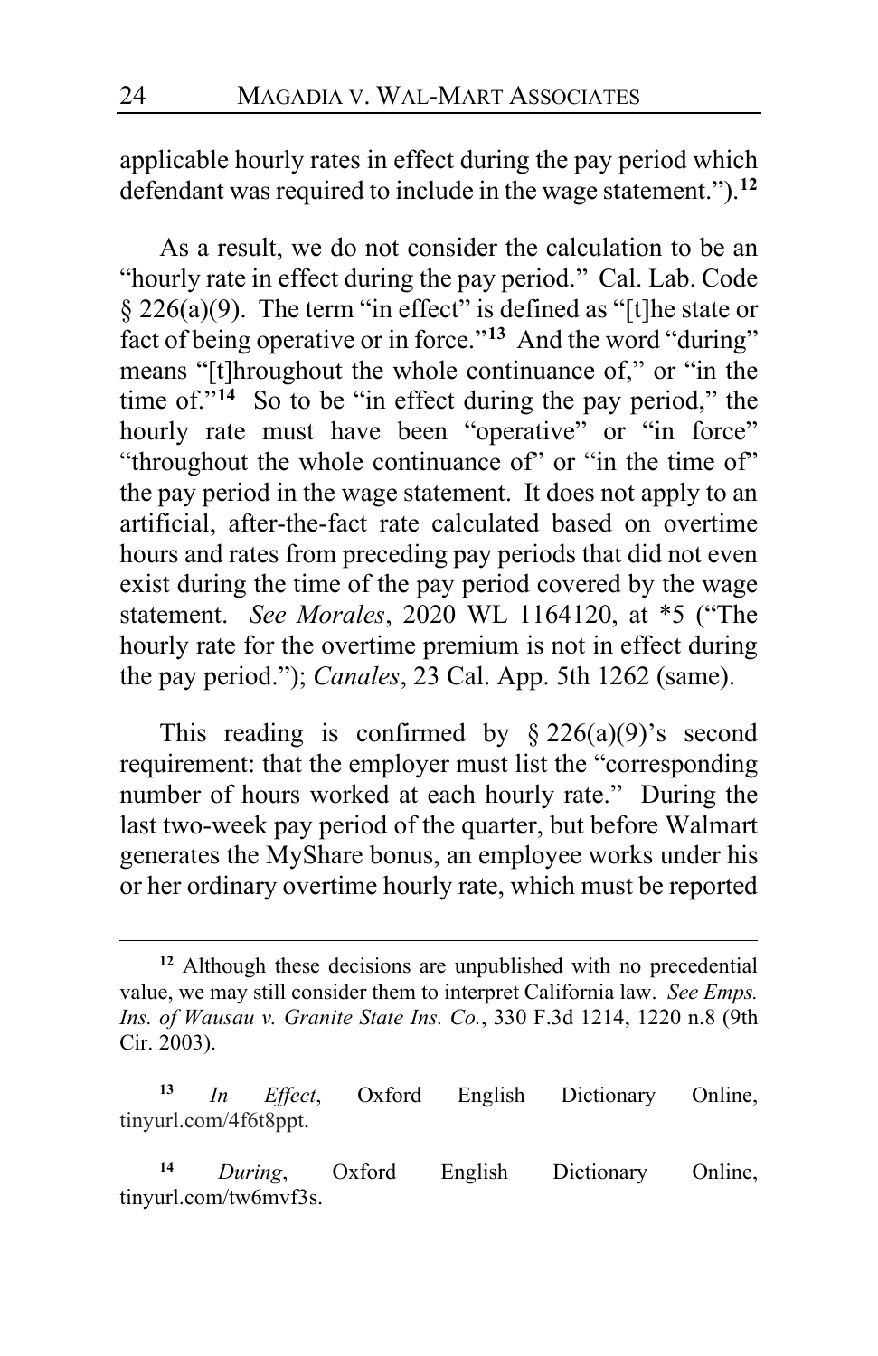applicable hourly rates in effect during the pay period which defendant was required to include in the wage statement.").[12]

As a result, we do not consider the calculation to be an "hourly rate in effect during the pay period." Cal. Lab. Code § 226(a)(9). The term "in effect" is defined as "[t]he state or fact of being operative or in force."[13] And the word "during" means "[t]hroughout the whole continuance of," or "in the time of."[14] So to be "in effect during the pay period," the hourly rate must have been "operative" or "in force" "throughout the whole continuance of" or "in the time of" the pay period in the wage statement. It does not apply to an artificial, after-the-fact rate calculated based on overtime hours and rates from preceding pay periods that did not even exist during the time of the pay period covered by the wage statement. *See Morales*, 2020 WL 1164120, at *5 ("The hourly rate for the overtime premium is not in effect during the pay period."); *Canales*, 23 Cal. App. 5th 1262 (same).

This reading is confirmed by § 226(a)(9)'s second requirement: that the employer must list the "corresponding number of hours worked at each hourly rate." During the last two-week pay period of the quarter, but before Walmart generates the MyShare bonus, an employee works under his or her ordinary overtime hourly rate, which must be reported

---

[12] Although these decisions are unpublished with no precedential value, we may still consider them to interpret California law. *See Emps. Ins. of Wausau v. Granite State Ins. Co.*, 330 F.3d 1214, 1220 n.8 (9th Cir. 2003).

[13] *In Effect*, Oxford English Dictionary Online, tinyurl.com/4f6t8ppt.

[14] *During*, Oxford English Dictionary Online, tinyurl.com/tw6mvf3s.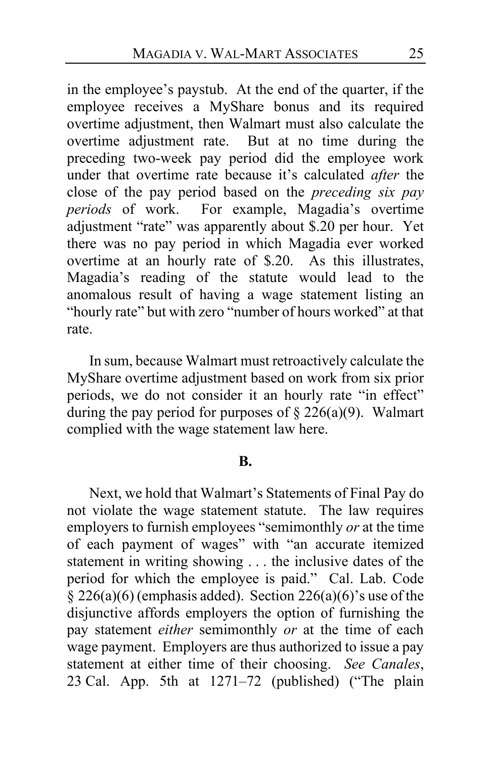in the employee's paystub. At the end of the quarter, if the employee receives a MyShare bonus and its required overtime adjustment, then Walmart must also calculate the overtime adjustment rate. But at no time during the preceding two-week pay period did the employee work under that overtime rate because it's calculated *after* the close of the pay period based on the *preceding six pay periods* of work. For example, Magadia's overtime adjustment "rate" was apparently about $.20 per hour. Yet there was no pay period in which Magadia ever worked overtime at an hourly rate of $.20. As this illustrates, Magadia's reading of the statute would lead to the anomalous result of having a wage statement listing an "hourly rate" but with zero "number of hours worked" at that rate.

In sum, because Walmart must retroactively calculate the MyShare overtime adjustment based on work from six prior periods, we do not consider it an hourly rate "in effect" during the pay period for purposes of § 226(a)(9). Walmart complied with the wage statement law here.

**B.**

Next, we hold that Walmart's Statements of Final Pay do not violate the wage statement statute. The law requires employers to furnish employees "semimonthly *or* at the time of each payment of wages" with "an accurate itemized statement in writing showing . . . the inclusive dates of the period for which the employee is paid." Cal. Lab. Code § 226(a)(6) (emphasis added). Section 226(a)(6)'s use of the disjunctive affords employers the option of furnishing the pay statement *either* semimonthly *or* at the time of each wage payment. Employers are thus authorized to issue a pay statement at either time of their choosing. *See Canales*, 23 Cal. App. 5th at 1271–72 (published) ("The plain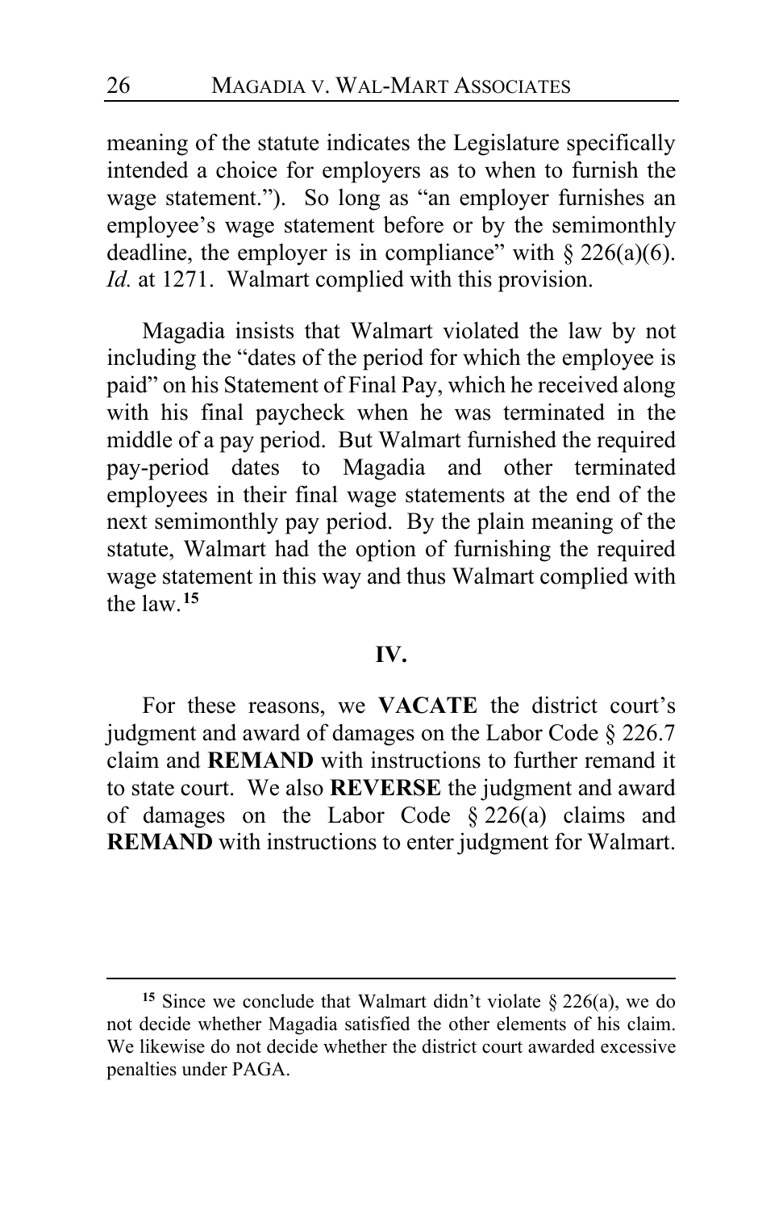meaning of the statute indicates the Legislature specifically intended a choice for employers as to when to furnish the wage statement."). So long as "an employer furnishes an employee's wage statement before or by the semimonthly deadline, the employer is in compliance" with § 226(a)(6). *Id.* at 1271. Walmart complied with this provision.

Magadia insists that Walmart violated the law by not including the "dates of the period for which the employee is paid" on his Statement of Final Pay, which he received along with his final paycheck when he was terminated in the middle of a pay period. But Walmart furnished the required pay-period dates to Magadia and other terminated employees in their final wage statements at the end of the next semimonthly pay period. By the plain meaning of the statute, Walmart had the option of furnishing the required wage statement in this way and thus Walmart complied with the law.[15]

## IV.

For these reasons, we **VACATE** the district court's judgment and award of damages on the Labor Code § 226.7 claim and **REMAND** with instructions to further remand it to state court. We also **REVERSE** the judgment and award of damages on the Labor Code § 226(a) claims and **REMAND** with instructions to enter judgment for Walmart.

---

[15] Since we conclude that Walmart didn't violate § 226(a), we do not decide whether Magadia satisfied the other elements of his claim. We likewise do not decide whether the district court awarded excessive penalties under PAGA.